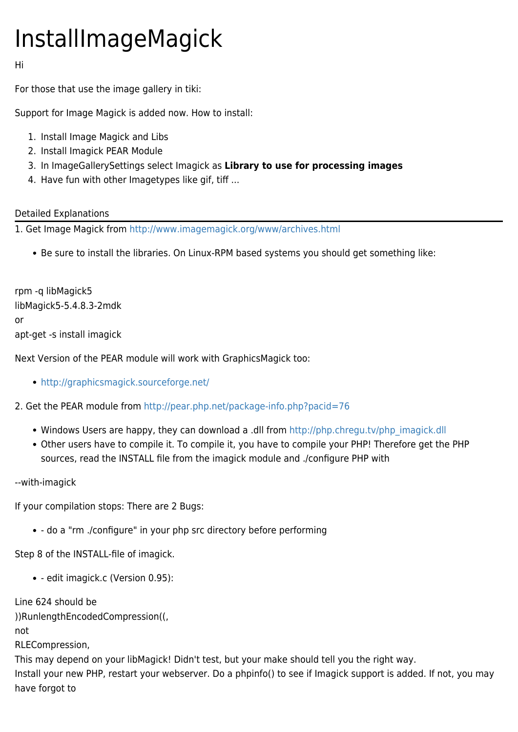# InstallImageMagick

Hi

For those that use the image gallery in tiki:

Support for Image Magick is added now. How to install:

1. Install Image Magick and Libs
2. Install Imagick PEAR Module
3. In ImageGallerySettings select Imagick as **Library to use for processing images**
4. Have fun with other Imagetypes like gif, tiff ...

## Detailed Explanations

1. Get Image Magick from http://www.imagemagick.org/www/archives.html

- Be sure to install the libraries. On Linux-RPM based systems you should get something like:

rpm -q libMagick5
libMagick5-5.4.8.3-2mdk
or
apt-get -s install imagick

Next Version of the PEAR module will work with GraphicsMagick too:

- http://graphicsmagick.sourceforge.net/

2. Get the PEAR module from http://pear.php.net/package-info.php?pacid=76

- Windows Users are happy, they can download a .dll from http://php.chregu.tv/php_imagick.dll
- Other users have to compile it. To compile it, you have to compile your PHP! Therefore get the PHP sources, read the INSTALL file from the imagick module and ./configure PHP with

--with-imagick

If your compilation stops: There are 2 Bugs:

- - do a "rm ./configure" in your php src directory before performing

Step 8 of the INSTALL-file of imagick.

- - edit imagick.c (Version 0.95):

Line 624 should be
))RunlengthEncodedCompression((,
not
RLECompression,
This may depend on your libMagick! Didn't test, but your make should tell you the right way.
Install your new PHP, restart your webserver. Do a phpinfo() to see if Imagick support is added. If not, you may have forgot to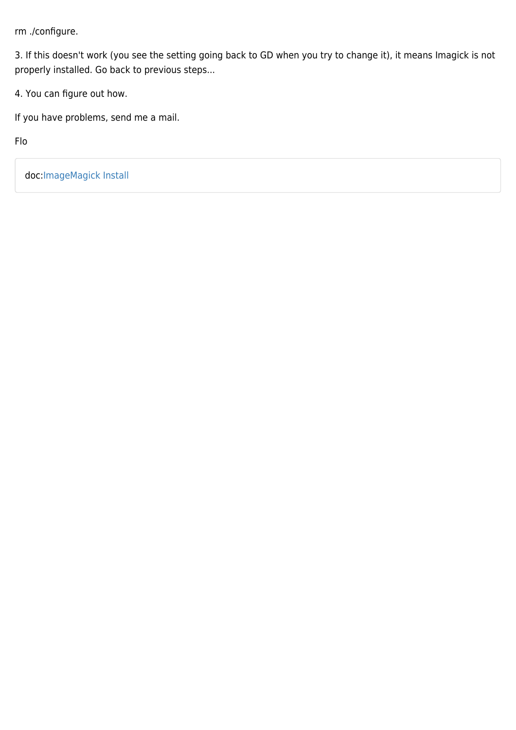rm ./configure.

3. If this doesn't work (you see the setting going back to GD when you try to change it), it means Imagick is not properly installed. Go back to previous steps...

4. You can figure out how.

If you have problems, send me a mail.

Flo

doc:ImageMagick Install